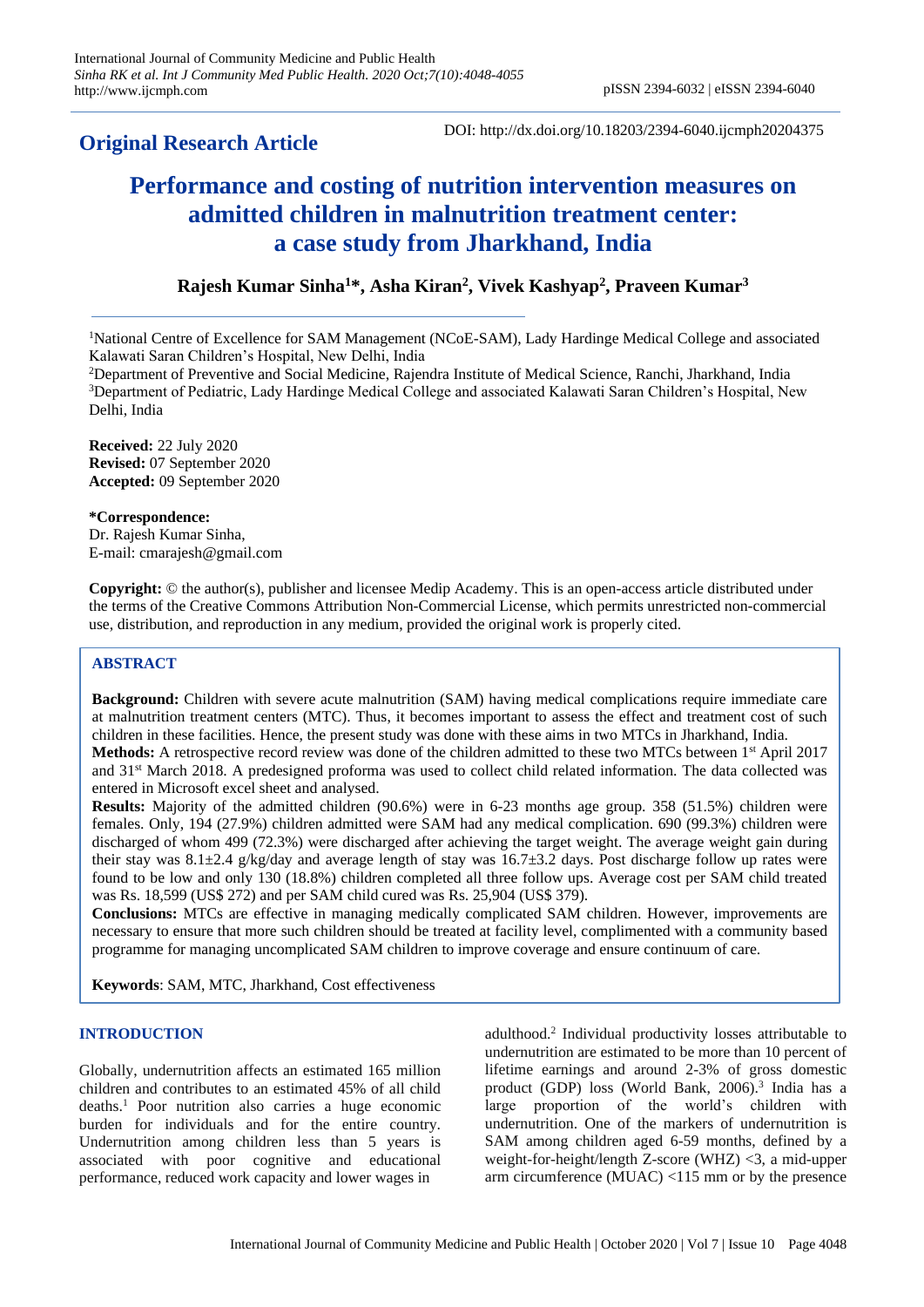## Original Research Article

DOI: http://dx.doi.org/10.18203/2394-6040.ijcmph20204375

# Performance and costing of nutrition intervention measures on admitted children in malnutrition treatment center: a case study from Jharkhand, India

**Rajesh Kumar Sinha[1]\*, Asha Kiran[2], Vivek Kashyap[2], Praveen Kumar[3]**

[1]National Centre of Excellence for SAM Management (NCoE-SAM), Lady Hardinge Medical College and associated Kalawati Saran Children's Hospital, New Delhi, India

[2]Department of Preventive and Social Medicine, Rajendra Institute of Medical Science, Ranchi, Jharkhand, India

[3]Department of Pediatric, Lady Hardinge Medical College and associated Kalawati Saran Children's Hospital, New Delhi, India

**Received:** 22 July 2020
**Revised:** 07 September 2020
**Accepted:** 09 September 2020

**\*Correspondence:**
Dr. Rajesh Kumar Sinha,
E-mail: cmarajesh@gmail.com

**Copyright:** © the author(s), publisher and licensee Medip Academy. This is an open-access article distributed under the terms of the Creative Commons Attribution Non-Commercial License, which permits unrestricted non-commercial use, distribution, and reproduction in any medium, provided the original work is properly cited.

## ABSTRACT

**Background:** Children with severe acute malnutrition (SAM) having medical complications require immediate care at malnutrition treatment centers (MTC). Thus, it becomes important to assess the effect and treatment cost of such children in these facilities. Hence, the present study was done with these aims in two MTCs in Jharkhand, India.

**Methods:** A retrospective record review was done of the children admitted to these two MTCs between 1st April 2017 and 31st March 2018. A predesigned proforma was used to collect child related information. The data collected was entered in Microsoft excel sheet and analysed.

**Results:** Majority of the admitted children (90.6%) were in 6-23 months age group. 358 (51.5%) children were females. Only, 194 (27.9%) children admitted were SAM had any medical complication. 690 (99.3%) children were discharged of whom 499 (72.3%) were discharged after achieving the target weight. The average weight gain during their stay was 8.1±2.4 g/kg/day and average length of stay was 16.7±3.2 days. Post discharge follow up rates were found to be low and only 130 (18.8%) children completed all three follow ups. Average cost per SAM child treated was Rs. 18,599 (US$ 272) and per SAM child cured was Rs. 25,904 (US$ 379).

**Conclusions:** MTCs are effective in managing medically complicated SAM children. However, improvements are necessary to ensure that more such children should be treated at facility level, complimented with a community based programme for managing uncomplicated SAM children to improve coverage and ensure continuum of care.

**Keywords**: SAM, MTC, Jharkhand, Cost effectiveness

## INTRODUCTION

Globally, undernutrition affects an estimated 165 million children and contributes to an estimated 45% of all child deaths.[1] Poor nutrition also carries a huge economic burden for individuals and for the entire country. Undernutrition among children less than 5 years is associated with poor cognitive and educational performance, reduced work capacity and lower wages in adulthood.[2] Individual productivity losses attributable to undernutrition are estimated to be more than 10 percent of lifetime earnings and around 2-3% of gross domestic product (GDP) loss (World Bank, 2006).[3] India has a large proportion of the world's children with undernutrition. One of the markers of undernutrition is SAM among children aged 6-59 months, defined by a weight-for-height/length Z-score (WHZ) <3, a mid-upper arm circumference (MUAC) <115 mm or by the presence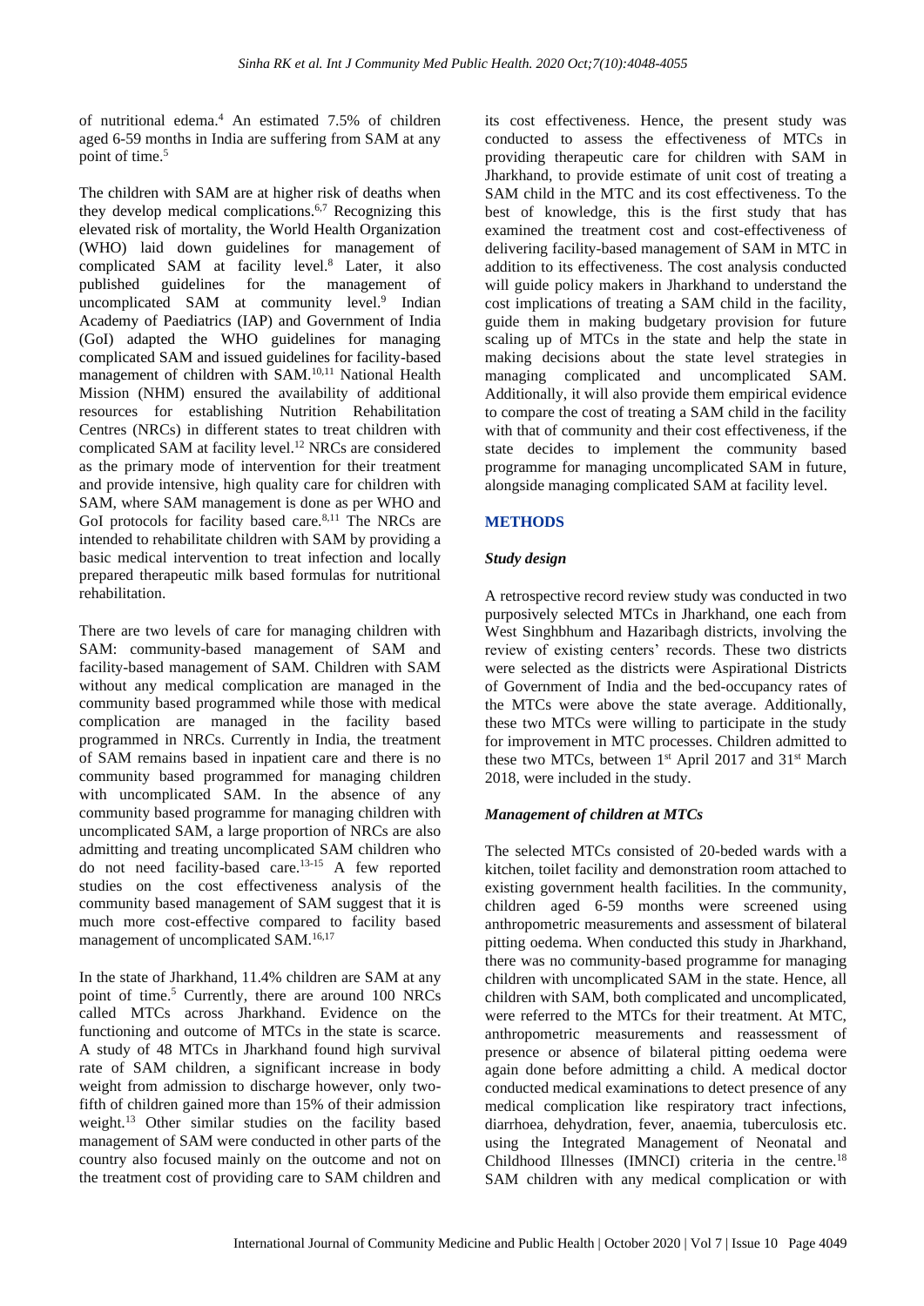of nutritional edema.[4] An estimated 7.5% of children aged 6-59 months in India are suffering from SAM at any point of time.[5]

The children with SAM are at higher risk of deaths when they develop medical complications.[6,7] Recognizing this elevated risk of mortality, the World Health Organization (WHO) laid down guidelines for management of complicated SAM at facility level.[8] Later, it also published guidelines for the management of uncomplicated SAM at community level.[9] Indian Academy of Paediatrics (IAP) and Government of India (GoI) adapted the WHO guidelines for managing complicated SAM and issued guidelines for facility-based management of children with SAM.[10,11] National Health Mission (NHM) ensured the availability of additional resources for establishing Nutrition Rehabilitation Centres (NRCs) in different states to treat children with complicated SAM at facility level.[12] NRCs are considered as the primary mode of intervention for their treatment and provide intensive, high quality care for children with SAM, where SAM management is done as per WHO and GoI protocols for facility based care.[8,11] The NRCs are intended to rehabilitate children with SAM by providing a basic medical intervention to treat infection and locally prepared therapeutic milk based formulas for nutritional rehabilitation.

There are two levels of care for managing children with SAM: community-based management of SAM and facility-based management of SAM. Children with SAM without any medical complication are managed in the community based programmed while those with medical complication are managed in the facility based programmed in NRCs. Currently in India, the treatment of SAM remains based in inpatient care and there is no community based programmed for managing children with uncomplicated SAM. In the absence of any community based programme for managing children with uncomplicated SAM, a large proportion of NRCs are also admitting and treating uncomplicated SAM children who do not need facility-based care.[13-15] A few reported studies on the cost effectiveness analysis of the community based management of SAM suggest that it is much more cost-effective compared to facility based management of uncomplicated SAM.[16,17]

In the state of Jharkhand, 11.4% children are SAM at any point of time.[5] Currently, there are around 100 NRCs called MTCs across Jharkhand. Evidence on the functioning and outcome of MTCs in the state is scarce. A study of 48 MTCs in Jharkhand found high survival rate of SAM children, a significant increase in body weight from admission to discharge however, only two-fifth of children gained more than 15% of their admission weight.[13] Other similar studies on the facility based management of SAM were conducted in other parts of the country also focused mainly on the outcome and not on the treatment cost of providing care to SAM children and its cost effectiveness. Hence, the present study was conducted to assess the effectiveness of MTCs in providing therapeutic care for children with SAM in Jharkhand, to provide estimate of unit cost of treating a SAM child in the MTC and its cost effectiveness. To the best of knowledge, this is the first study that has examined the treatment cost and cost-effectiveness of delivering facility-based management of SAM in MTC in addition to its effectiveness. The cost analysis conducted will guide policy makers in Jharkhand to understand the cost implications of treating a SAM child in the facility, guide them in making budgetary provision for future scaling up of MTCs in the state and help the state in making decisions about the state level strategies in managing complicated and uncomplicated SAM. Additionally, it will also provide them empirical evidence to compare the cost of treating a SAM child in the facility with that of community and their cost effectiveness, if the state decides to implement the community based programme for managing uncomplicated SAM in future, alongside managing complicated SAM at facility level.

## METHODS

### *Study design*

A retrospective record review study was conducted in two purposively selected MTCs in Jharkhand, one each from West Singhbhum and Hazaribagh districts, involving the review of existing centers' records. These two districts were selected as the districts were Aspirational Districts of Government of India and the bed-occupancy rates of the MTCs were above the state average. Additionally, these two MTCs were willing to participate in the study for improvement in MTC processes. Children admitted to these two MTCs, between 1st April 2017 and 31st March 2018, were included in the study.

### *Management of children at MTCs*

The selected MTCs consisted of 20-beded wards with a kitchen, toilet facility and demonstration room attached to existing government health facilities. In the community, children aged 6-59 months were screened using anthropometric measurements and assessment of bilateral pitting oedema. When conducted this study in Jharkhand, there was no community-based programme for managing children with uncomplicated SAM in the state. Hence, all children with SAM, both complicated and uncomplicated, were referred to the MTCs for their treatment. At MTC, anthropometric measurements and reassessment of presence or absence of bilateral pitting oedema were again done before admitting a child. A medical doctor conducted medical examinations to detect presence of any medical complication like respiratory tract infections, diarrhoea, dehydration, fever, anaemia, tuberculosis etc. using the Integrated Management of Neonatal and Childhood Illnesses (IMNCI) criteria in the centre.[18] SAM children with any medical complication or with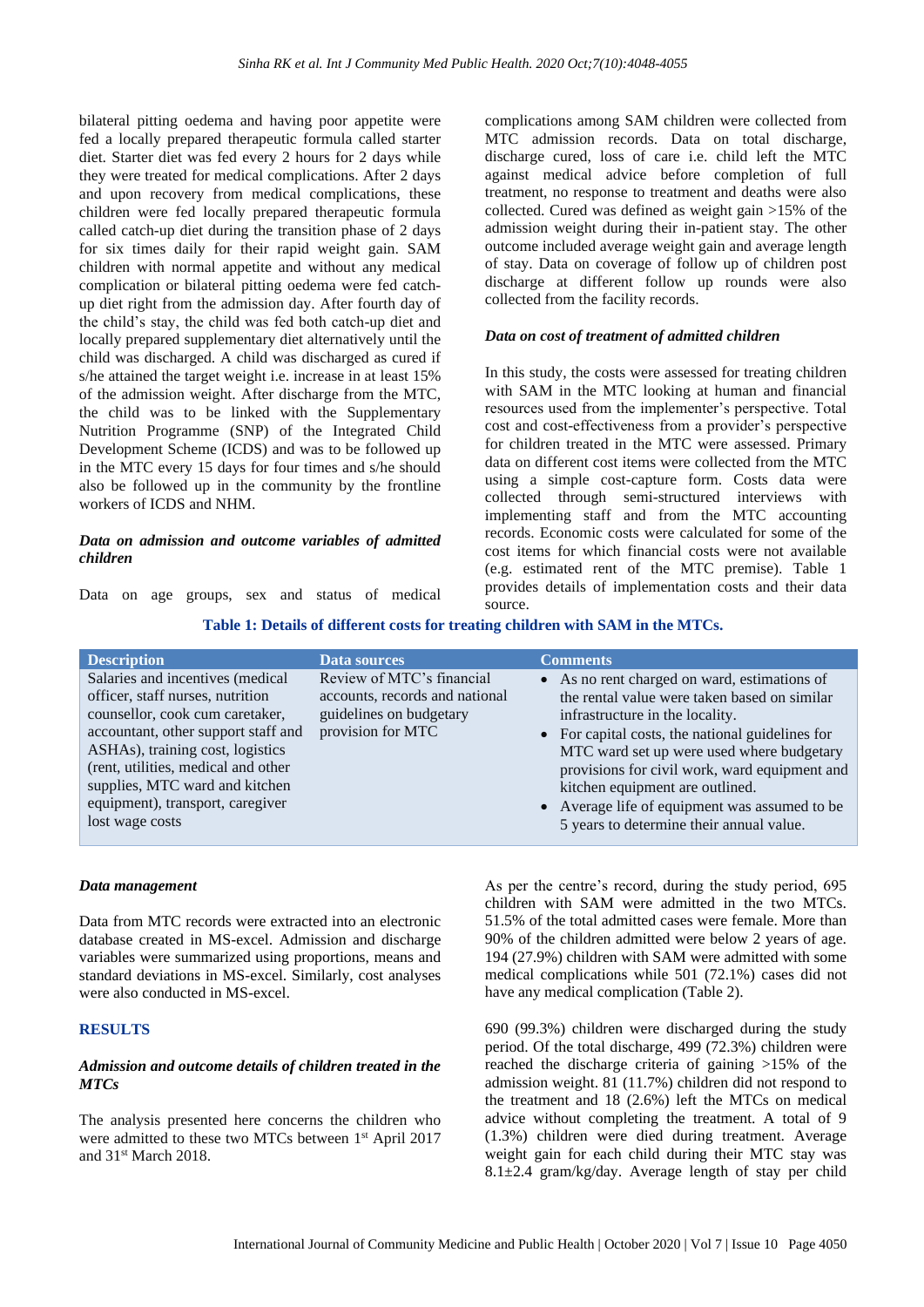bilateral pitting oedema and having poor appetite were fed a locally prepared therapeutic formula called starter diet. Starter diet was fed every 2 hours for 2 days while they were treated for medical complications. After 2 days and upon recovery from medical complications, these children were fed locally prepared therapeutic formula called catch-up diet during the transition phase of 2 days for six times daily for their rapid weight gain. SAM children with normal appetite and without any medical complication or bilateral pitting oedema were fed catch-up diet right from the admission day. After fourth day of the child's stay, the child was fed both catch-up diet and locally prepared supplementary diet alternatively until the child was discharged. A child was discharged as cured if s/he attained the target weight i.e. increase in at least 15% of the admission weight. After discharge from the MTC, the child was to be linked with the Supplementary Nutrition Programme (SNP) of the Integrated Child Development Scheme (ICDS) and was to be followed up in the MTC every 15 days for four times and s/he should also be followed up in the community by the frontline workers of ICDS and NHM.

### *Data on admission and outcome variables of admitted children*

Data on age groups, sex and status of medical complications among SAM children were collected from MTC admission records. Data on total discharge, discharge cured, loss of care i.e. child left the MTC against medical advice before completion of full treatment, no response to treatment and deaths were also collected. Cured was defined as weight gain >15% of the admission weight during their in-patient stay. The other outcome included average weight gain and average length of stay. Data on coverage of follow up of children post discharge at different follow up rounds were also collected from the facility records.

### *Data on cost of treatment of admitted children*

In this study, the costs were assessed for treating children with SAM in the MTC looking at human and financial resources used from the implementer's perspective. Total cost and cost-effectiveness from a provider's perspective for children treated in the MTC were assessed. Primary data on different cost items were collected from the MTC using a simple cost-capture form. Costs data were collected through semi-structured interviews with implementing staff and from the MTC accounting records. Economic costs were calculated for some of the cost items for which financial costs were not available (e.g. estimated rent of the MTC premise). Table 1 provides details of implementation costs and their data source.

**Table 1: Details of different costs for treating children with SAM in the MTCs.**

| Description | Data sources | Comments |
|---|---|---|
| Salaries and incentives (medical officer, staff nurses, nutrition counsellor, cook cum caretaker, accountant, other support staff and ASHAs), training cost, logistics (rent, utilities, medical and other supplies, MTC ward and kitchen equipment), transport, caregiver lost wage costs | Review of MTC's financial accounts, records and national guidelines on budgetary provision for MTC | • As no rent charged on ward, estimations of the rental value were taken based on similar infrastructure in the locality. • For capital costs, the national guidelines for MTC ward set up were used where budgetary provisions for civil work, ward equipment and kitchen equipment are outlined. • Average life of equipment was assumed to be 5 years to determine their annual value. |

### *Data management*

Data from MTC records were extracted into an electronic database created in MS-excel. Admission and discharge variables were summarized using proportions, means and standard deviations in MS-excel. Similarly, cost analyses were also conducted in MS-excel.

## RESULTS

### *Admission and outcome details of children treated in the MTCs*

The analysis presented here concerns the children who were admitted to these two MTCs between 1st April 2017 and 31st March 2018.

As per the centre's record, during the study period, 695 children with SAM were admitted in the two MTCs. 51.5% of the total admitted cases were female. More than 90% of the children admitted were below 2 years of age. 194 (27.9%) children with SAM were admitted with some medical complications while 501 (72.1%) cases did not have any medical complication (Table 2).

690 (99.3%) children were discharged during the study period. Of the total discharge, 499 (72.3%) children were reached the discharge criteria of gaining >15% of the admission weight. 81 (11.7%) children did not respond to the treatment and 18 (2.6%) left the MTCs on medical advice without completing the treatment. A total of 9 (1.3%) children were died during treatment. Average weight gain for each child during their MTC stay was 8.1±2.4 gram/kg/day. Average length of stay per child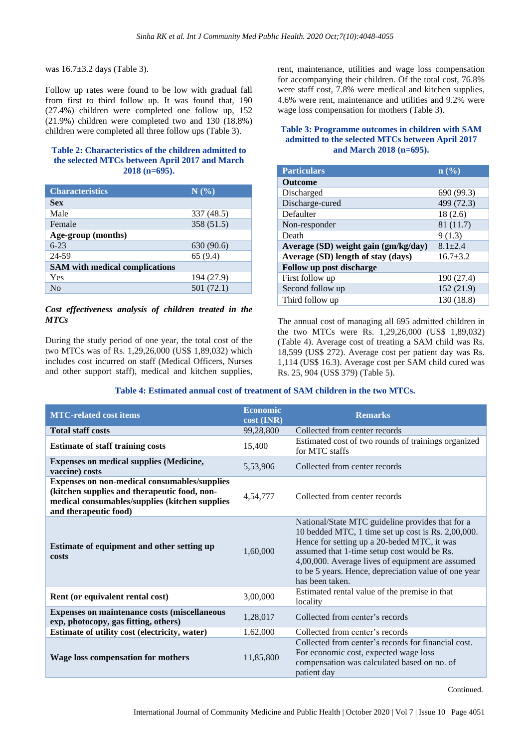was 16.7±3.2 days (Table 3).

Follow up rates were found to be low with gradual fall from first to third follow up. It was found that, 190 (27.4%) children were completed one follow up, 152 (21.9%) children were completed two and 130 (18.8%) children were completed all three follow ups (Table 3).

**Table 2: Characteristics of the children admitted to the selected MTCs between April 2017 and March 2018 (n=695).**

| Characteristics | N (%) |
|---|---|
| **Sex** | |
| Male | 337 (48.5) |
| Female | 358 (51.5) |
| **Age-group (months)** | |
| 6-23 | 630 (90.6) |
| 24-59 | 65 (9.4) |
| **SAM with medical complications** | |
| Yes | 194 (27.9) |
| No | 501 (72.1) |

***Cost effectiveness analysis of children treated in the MTCs***

During the study period of one year, the total cost of the two MTCs was of Rs. 1,29,26,000 (US$ 1,89,032) which includes cost incurred on staff (Medical Officers, Nurses and other support staff), medical and kitchen supplies, rent, maintenance, utilities and wage loss compensation for accompanying their children. Of the total cost, 76.8% were staff cost, 7.8% were medical and kitchen supplies, 4.6% were rent, maintenance and utilities and 9.2% were wage loss compensation for mothers (Table 3).

**Table 3: Programme outcomes in children with SAM admitted to the selected MTCs between April 2017 and March 2018 (n=695).**

| Particulars | n (%) |
|---|---|
| **Outcome** | |
| Discharged | 690 (99.3) |
| Discharge-cured | 499 (72.3) |
| Defaulter | 18 (2.6) |
| Non-responder | 81 (11.7) |
| Death | 9 (1.3) |
| **Average (SD) weight gain (gm/kg/day)** | 8.1±2.4 |
| **Average (SD) length of stay (days)** | 16.7±3.2 |
| **Follow up post discharge** | |
| First follow up | 190 (27.4) |
| Second follow up | 152 (21.9) |
| Third follow up | 130 (18.8) |

The annual cost of managing all 695 admitted children in the two MTCs were Rs. 1,29,26,000 (US$ 1,89,032) (Table 4). Average cost of treating a SAM child was Rs. 18,599 (US$ 272). Average cost per patient day was Rs. 1,114 (US$ 16.3). Average cost per SAM child cured was Rs. 25, 904 (US$ 379) (Table 5).

**Table 4: Estimated annual cost of treatment of SAM children in the two MTCs.**

| MTC-related cost items | Economic cost (INR) | Remarks |
|---|---|---|
| **Total staff costs** | 99,28,800 | Collected from center records |
| **Estimate of staff training costs** | 15,400 | Estimated cost of two rounds of trainings organized for MTC staffs |
| **Expenses on medical supplies (Medicine, vaccine) costs** | 5,53,906 | Collected from center records |
| **Expenses on non-medical consumables/supplies (kitchen supplies and therapeutic food, non-medical consumables/supplies (kitchen supplies and therapeutic food)** | 4,54,777 | Collected from center records |
| **Estimate of equipment and other setting up costs** | 1,60,000 | National/State MTC guideline provides that for a 10 bedded MTC, 1 time set up cost is Rs. 2,00,000. Hence for setting up a 20-beded MTC, it was assumed that 1-time setup cost would be Rs. 4,00,000. Average lives of equipment are assumed to be 5 years. Hence, depreciation value of one year has been taken. |
| **Rent (or equivalent rental cost)** | 3,00,000 | Estimated rental value of the premise in that locality |
| **Expenses on maintenance costs (miscellaneous exp, photocopy, gas fitting, others)** | 1,28,017 | Collected from center's records |
| **Estimate of utility cost (electricity, water)** | 1,62,000 | Collected from center's records |
| **Wage loss compensation for mothers** | 11,85,800 | Collected from center's records for financial cost. For economic cost, expected wage loss compensation was calculated based on no. of patient day |

Continued.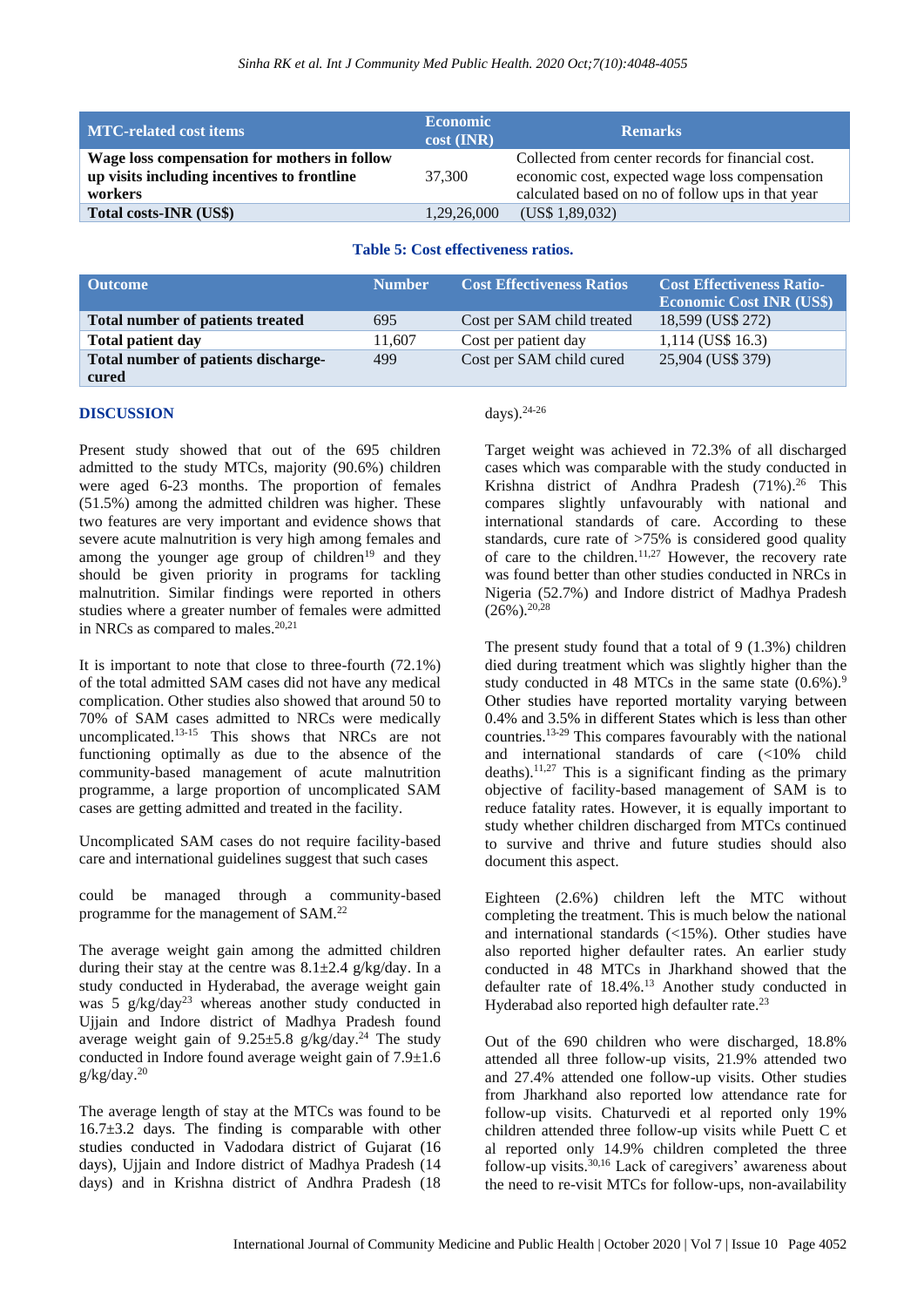| MTC-related cost items | Economic cost (INR) | Remarks |
| --- | --- | --- |
| **Wage loss compensation for mothers in follow up visits including incentives to frontline workers** | 37,300 | Collected from center records for financial cost. economic cost, expected wage loss compensation calculated based on no of follow ups in that year |
| **Total costs-INR (US$)** | 1,29,26,000 | (US$ 1,89,032) |

**Table 5: Cost effectiveness ratios.**

| Outcome | Number | Cost Effectiveness Ratios | Cost Effectiveness Ratio- Economic Cost INR (US$) |
| --- | --- | --- | --- |
| **Total number of patients treated** | 695 | Cost per SAM child treated | 18,599 (US$ 272) |
| **Total patient day** | 11,607 | Cost per patient day | 1,114 (US$ 16.3) |
| **Total number of patients discharge-cured** | 499 | Cost per SAM child cured | 25,904 (US$ 379) |

## DISCUSSION

Present study showed that out of the 695 children admitted to the study MTCs, majority (90.6%) children were aged 6-23 months. The proportion of females (51.5%) among the admitted children was higher. These two features are very important and evidence shows that severe acute malnutrition is very high among females and among the younger age group of children[19] and they should be given priority in programs for tackling malnutrition. Similar findings were reported in others studies where a greater number of females were admitted in NRCs as compared to males.[20,21]

It is important to note that close to three-fourth (72.1%) of the total admitted SAM cases did not have any medical complication. Other studies also showed that around 50 to 70% of SAM cases admitted to NRCs were medically uncomplicated.[13-15] This shows that NRCs are not functioning optimally as due to the absence of the community-based management of acute malnutrition programme, a large proportion of uncomplicated SAM cases are getting admitted and treated in the facility.

Uncomplicated SAM cases do not require facility-based care and international guidelines suggest that such cases could be managed through a community-based programme for the management of SAM.[22]

The average weight gain among the admitted children during their stay at the centre was 8.1±2.4 g/kg/day. In a study conducted in Hyderabad, the average weight gain was 5 g/kg/day[23] whereas another study conducted in Ujjain and Indore district of Madhya Pradesh found average weight gain of 9.25±5.8 g/kg/day.[24] The study conducted in Indore found average weight gain of 7.9±1.6 g/kg/day.[20]

The average length of stay at the MTCs was found to be 16.7±3.2 days. The finding is comparable with other studies conducted in Vadodara district of Gujarat (16 days), Ujjain and Indore district of Madhya Pradesh (14 days) and in Krishna district of Andhra Pradesh (18 days).[24-26]

Target weight was achieved in 72.3% of all discharged cases which was comparable with the study conducted in Krishna district of Andhra Pradesh (71%).[26] This compares slightly unfavourably with national and international standards of care. According to these standards, cure rate of >75% is considered good quality of care to the children.[11,27] However, the recovery rate was found better than other studies conducted in NRCs in Nigeria (52.7%) and Indore district of Madhya Pradesh (26%).[20,28]

The present study found that a total of 9 (1.3%) children died during treatment which was slightly higher than the study conducted in 48 MTCs in the same state (0.6%).[9] Other studies have reported mortality varying between 0.4% and 3.5% in different States which is less than other countries.[13-29] This compares favourably with the national and international standards of care (<10% child deaths).[11,27] This is a significant finding as the primary objective of facility-based management of SAM is to reduce fatality rates. However, it is equally important to study whether children discharged from MTCs continued to survive and thrive and future studies should also document this aspect.

Eighteen (2.6%) children left the MTC without completing the treatment. This is much below the national and international standards (<15%). Other studies have also reported higher defaulter rates. An earlier study conducted in 48 MTCs in Jharkhand showed that the defaulter rate of 18.4%.[13] Another study conducted in Hyderabad also reported high defaulter rate.[23]

Out of the 690 children who were discharged, 18.8% attended all three follow-up visits, 21.9% attended two and 27.4% attended one follow-up visits. Other studies from Jharkhand also reported low attendance rate for follow-up visits. Chaturvedi et al reported only 19% children attended three follow-up visits while Puett C et al reported only 14.9% children completed the three follow-up visits.[30,16] Lack of caregivers' awareness about the need to re-visit MTCs for follow-ups, non-availability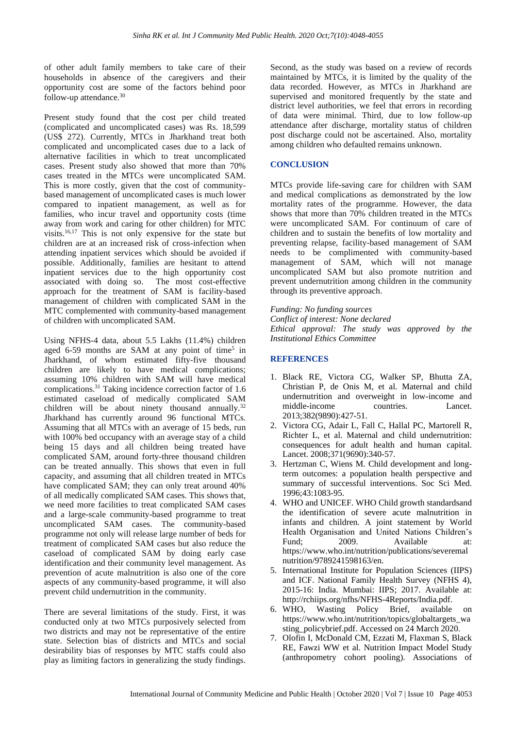of other adult family members to take care of their households in absence of the caregivers and their opportunity cost are some of the factors behind poor follow-up attendance.[30]

Present study found that the cost per child treated (complicated and uncomplicated cases) was Rs. 18,599 (US$ 272). Currently, MTCs in Jharkhand treat both complicated and uncomplicated cases due to a lack of alternative facilities in which to treat uncomplicated cases. Present study also showed that more than 70% cases treated in the MTCs were uncomplicated SAM. This is more costly, given that the cost of community-based management of uncomplicated cases is much lower compared to inpatient management, as well as for families, who incur travel and opportunity costs (time away from work and caring for other children) for MTC visits.[16,17] This is not only expensive for the state but children are at an increased risk of cross-infection when attending inpatient services which should be avoided if possible. Additionally, families are hesitant to attend inpatient services due to the high opportunity cost associated with doing so. The most cost-effective approach for the treatment of SAM is facility-based management of children with complicated SAM in the MTC complemented with community-based management of children with uncomplicated SAM.

Using NFHS-4 data, about 5.5 Lakhs (11.4%) children aged 6-59 months are SAM at any point of time[5] in Jharkhand, of whom estimated fifty-five thousand children are likely to have medical complications; assuming 10% children with SAM will have medical complications.[31] Taking incidence correction factor of 1.6 estimated caseload of medically complicated SAM children will be about ninety thousand annually.[32] Jharkhand has currently around 96 functional MTCs. Assuming that all MTCs with an average of 15 beds, run with 100% bed occupancy with an average stay of a child being 15 days and all children being treated have complicated SAM, around forty-three thousand children can be treated annually. This shows that even in full capacity, and assuming that all children treated in MTCs have complicated SAM; they can only treat around 40% of all medically complicated SAM cases. This shows that, we need more facilities to treat complicated SAM cases and a large-scale community-based programme to treat uncomplicated SAM cases. The community-based programme not only will release large number of beds for treatment of complicated SAM cases but also reduce the caseload of complicated SAM by doing early case identification and their community level management. As prevention of acute malnutrition is also one of the core aspects of any community-based programme, it will also prevent child undernutrition in the community.

There are several limitations of the study. First, it was conducted only at two MTCs purposively selected from two districts and may not be representative of the entire state. Selection bias of districts and MTCs and social desirability bias of responses by MTC staffs could also play as limiting factors in generalizing the study findings. Second, as the study was based on a review of records maintained by MTCs, it is limited by the quality of the data recorded. However, as MTCs in Jharkhand are supervised and monitored frequently by the state and district level authorities, we feel that errors in recording of data were minimal. Third, due to low follow-up attendance after discharge, mortality status of children post discharge could not be ascertained. Also, mortality among children who defaulted remains unknown.

## CONCLUSION

MTCs provide life-saving care for children with SAM and medical complications as demonstrated by the low mortality rates of the programme. However, the data shows that more than 70% children treated in the MTCs were uncomplicated SAM. For continuum of care of children and to sustain the benefits of low mortality and preventing relapse, facility-based management of SAM needs to be complimented with community-based management of SAM, which will not manage uncomplicated SAM but also promote nutrition and prevent undernutrition among children in the community through its preventive approach.

*Funding: No funding sources*
*Conflict of interest: None declared*
*Ethical approval: The study was approved by the Institutional Ethics Committee*

## REFERENCES

1. Black RE, Victora CG, Walker SP, Bhutta ZA, Christian P, de Onis M, et al. Maternal and child undernutrition and overweight in low-income and middle-income countries. Lancet. 2013;382(9890):427-51.
2. Victora CG, Adair L, Fall C, Hallal PC, Martorell R, Richter L, et al. Maternal and child undernutrition: consequences for adult health and human capital. Lancet. 2008;371(9690):340-57.
3. Hertzman C, Wiens M. Child development and long-term outcomes: a population health perspective and summary of successful interventions. Soc Sci Med. 1996;43:1083-95.
4. WHO and UNICEF. WHO Child growth standardsand the identification of severe acute malnutrition in infants and children. A joint statement by World Health Organisation and United Nations Children's Fund; 2009. Available at: https://www.who.int/nutrition/publications/severemalnutrition/9789241598163/en.
5. International Institute for Population Sciences (IIPS) and ICF. National Family Health Survey (NFHS 4), 2015-16: India. Mumbai: IIPS; 2017. Available at: http://rchiips.org/nfhs/NFHS-4Reports/India.pdf.
6. WHO, Wasting Policy Brief, available on https://www.who.int/nutrition/topics/globaltargets_wasting_policybrief.pdf. Accessed on 24 March 2020.
7. Olofin I, McDonald CM, Ezzati M, Flaxman S, Black RE, Fawzi WW et al. Nutrition Impact Model Study (anthropometry cohort pooling). Associations of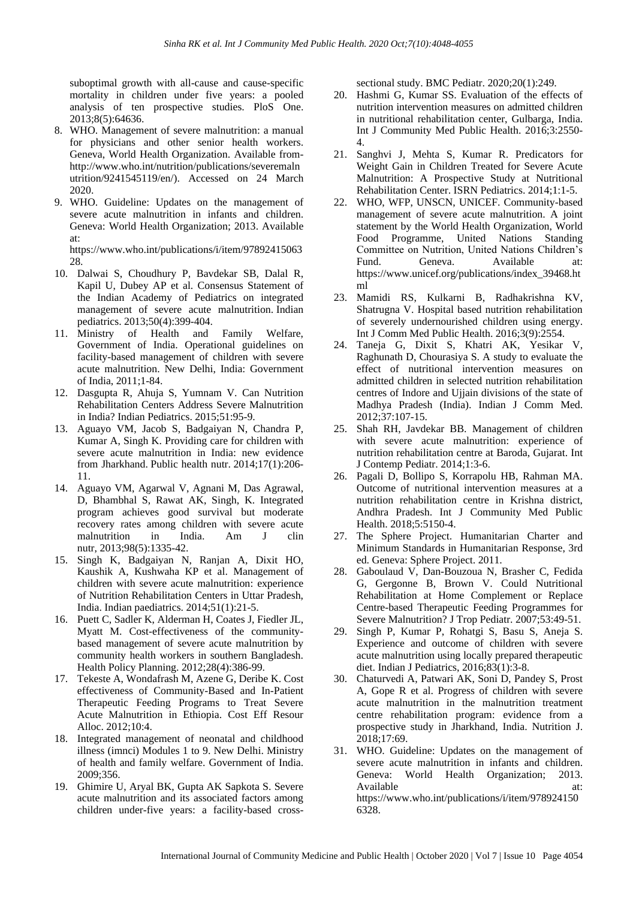suboptimal growth with all-cause and cause-specific mortality in children under five years: a pooled analysis of ten prospective studies. PloS One. 2013;8(5):64636.

8. WHO. Management of severe malnutrition: a manual for physicians and other senior health workers. Geneva, World Health Organization. Available from-http://www.who.int/nutrition/publications/severemalnutrition/9241545119/en/). Accessed on 24 March 2020.
9. WHO. Guideline: Updates on the management of severe acute malnutrition in infants and children. Geneva: World Health Organization; 2013. Available at: https://www.who.int/publications/i/item/9789241506328.
10. Dalwai S, Choudhury P, Bavdekar SB, Dalal R, Kapil U, Dubey AP et al. Consensus Statement of the Indian Academy of Pediatrics on integrated management of severe acute malnutrition. Indian pediatrics. 2013;50(4):399-404.
11. Ministry of Health and Family Welfare, Government of India. Operational guidelines on facility-based management of children with severe acute malnutrition. New Delhi, India: Government of India, 2011;1-84.
12. Dasgupta R, Ahuja S, Yumnam V. Can Nutrition Rehabilitation Centers Address Severe Malnutrition in India? Indian Pediatrics. 2015;51:95-9.
13. Aguayo VM, Jacob S, Badgaiyan N, Chandra P, Kumar A, Singh K. Providing care for children with severe acute malnutrition in India: new evidence from Jharkhand. Public health nutr. 2014;17(1):206-11.
14. Aguayo VM, Agarwal V, Agnani M, Das Agrawal, D, Bhambhal S, Rawat AK, Singh, K. Integrated program achieves good survival but moderate recovery rates among children with severe acute malnutrition in India. Am J clin nutr, 2013;98(5):1335-42.
15. Singh K, Badgaiyan N, Ranjan A, Dixit HO, Kaushik A, Kushwaha KP et al. Management of children with severe acute malnutrition: experience of Nutrition Rehabilitation Centers in Uttar Pradesh, India. Indian paediatrics. 2014;51(1):21-5.
16. Puett C, Sadler K, Alderman H, Coates J, Fiedler JL, Myatt M. Cost-effectiveness of the community-based management of severe acute malnutrition by community health workers in southern Bangladesh. Health Policy Planning. 2012;28(4):386-99.
17. Tekeste A, Wondafrash M, Azene G, Deribe K. Cost effectiveness of Community-Based and In-Patient Therapeutic Feeding Programs to Treat Severe Acute Malnutrition in Ethiopia. Cost Eff Resour Alloc. 2012;10:4.
18. Integrated management of neonatal and childhood illness (imnci) Modules 1 to 9. New Delhi. Ministry of health and family welfare. Government of India. 2009;356.
19. Ghimire U, Aryal BK, Gupta AK Sapkota S. Severe acute malnutrition and its associated factors among children under-five years: a facility-based cross-sectional study. BMC Pediatr. 2020;20(1):249.
20. Hashmi G, Kumar SS. Evaluation of the effects of nutrition intervention measures on admitted children in nutritional rehabilitation center, Gulbarga, India. Int J Community Med Public Health. 2016;3:2550-4.
21. Sanghvi J, Mehta S, Kumar R. Predicators for Weight Gain in Children Treated for Severe Acute Malnutrition: A Prospective Study at Nutritional Rehabilitation Center. ISRN Pediatrics. 2014;1:1-5.
22. WHO, WFP, UNSCN, UNICEF. Community-based management of severe acute malnutrition. A joint statement by the World Health Organization, World Food Programme, United Nations Standing Committee on Nutrition, United Nations Children's Fund. Geneva. Available at: https://www.unicef.org/publications/index_39468.html
23. Mamidi RS, Kulkarni B, Radhakrishna KV, Shatrugna V. Hospital based nutrition rehabilitation of severely undernourished children using energy. Int J Comm Med Public Health. 2016;3(9):2554.
24. Taneja G, Dixit S, Khatri AK, Yesikar V, Raghunath D, Chourasiya S. A study to evaluate the effect of nutritional intervention measures on admitted children in selected nutrition rehabilitation centres of Indore and Ujjain divisions of the state of Madhya Pradesh (India). Indian J Comm Med. 2012;37:107-15.
25. Shah RH, Javdekar BB. Management of children with severe acute malnutrition: experience of nutrition rehabilitation centre at Baroda, Gujarat. Int J Contemp Pediatr. 2014;1:3-6.
26. Pagali D, Bollipo S, Korrapolu HB, Rahman MA. Outcome of nutritional intervention measures at a nutrition rehabilitation centre in Krishna district, Andhra Pradesh. Int J Community Med Public Health. 2018;5:5150-4.
27. The Sphere Project. Humanitarian Charter and Minimum Standards in Humanitarian Response, 3rd ed. Geneva: Sphere Project. 2011.
28. Gaboulaud V, Dan-Bouzoua N, Brasher C, Fedida G, Gergonne B, Brown V. Could Nutritional Rehabilitation at Home Complement or Replace Centre-based Therapeutic Feeding Programmes for Severe Malnutrition? J Trop Pediatr. 2007;53:49-51.
29. Singh P, Kumar P, Rohatgi S, Basu S, Aneja S. Experience and outcome of children with severe acute malnutrition using locally prepared therapeutic diet. Indian J Pediatrics, 2016;83(1):3-8.
30. Chaturvedi A, Patwari AK, Soni D, Pandey S, Prost A, Gope R et al. Progress of children with severe acute malnutrition in the malnutrition treatment centre rehabilitation program: evidence from a prospective study in Jharkhand, India. Nutrition J. 2018;17:69.
31. WHO. Guideline: Updates on the management of severe acute malnutrition in infants and children. 2013. Geneva: World Health Organization; 2013. Available at: https://www.who.int/publications/i/item/9789241506328.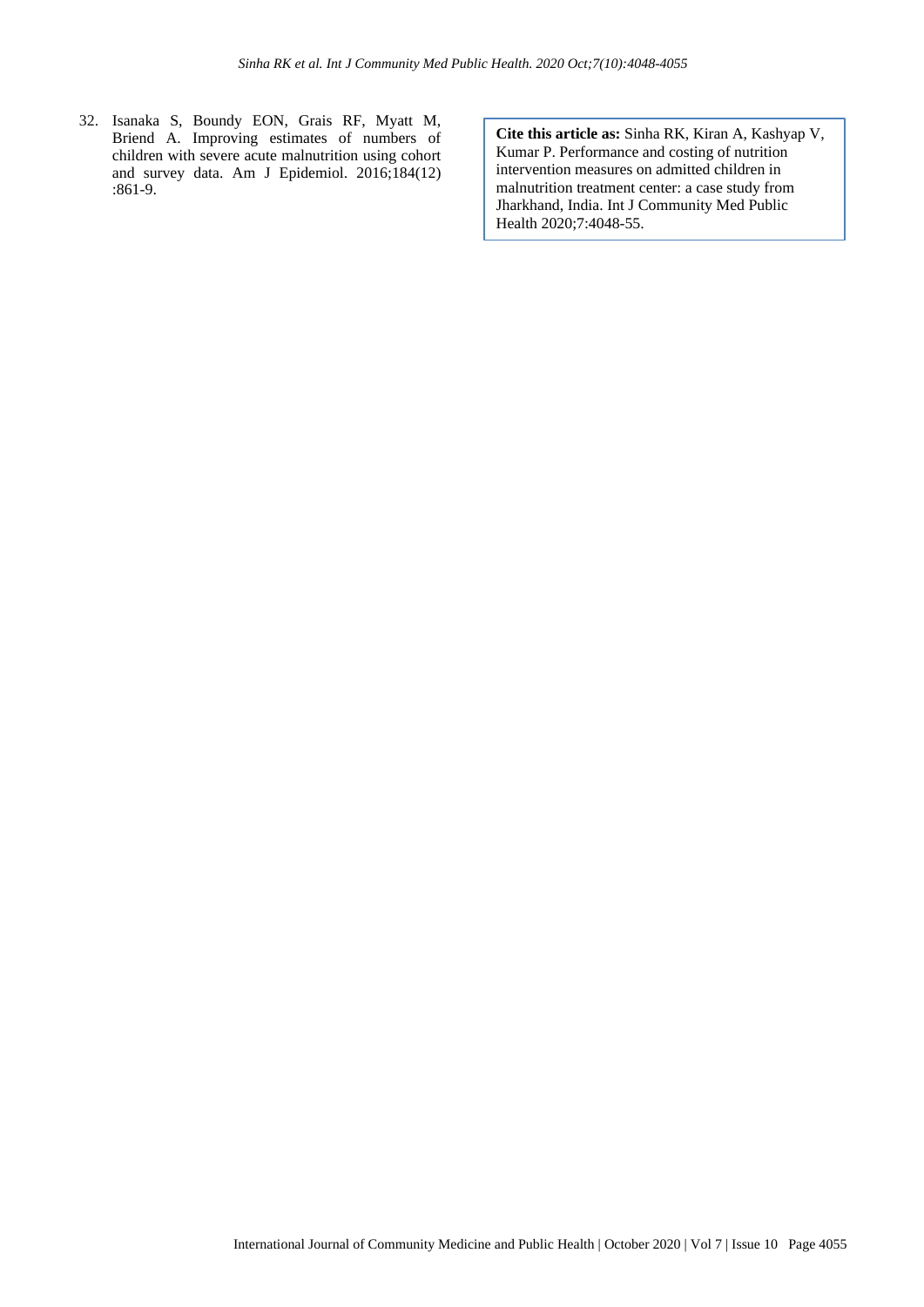32. Isanaka S, Boundy EON, Grais RF, Myatt M, Briend A. Improving estimates of numbers of children with severe acute malnutrition using cohort and survey data. Am J Epidemiol. 2016;184(12):861-9.

**Cite this article as:** Sinha RK, Kiran A, Kashyap V, Kumar P. Performance and costing of nutrition intervention measures on admitted children in malnutrition treatment center: a case study from Jharkhand, India. Int J Community Med Public Health 2020;7:4048-55.